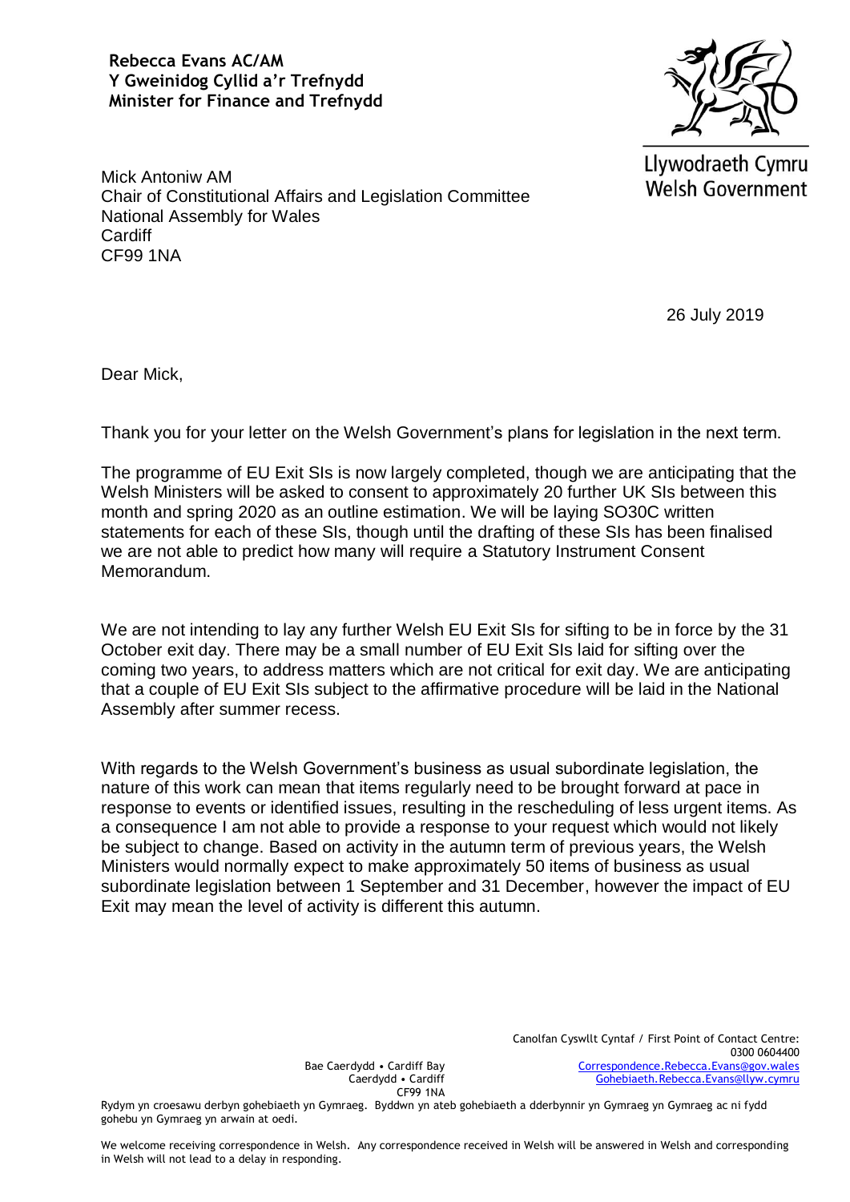**Rebecca Evans AC/AM**
**Y Gweinidog Cyllid a'r Trefnydd**
**Minister for Finance and Trefnydd**

Llywodraeth Cymru
Welsh Government

Mick Antoniw AM
Chair of Constitutional Affairs and Legislation Committee
National Assembly for Wales
Cardiff
CF99 1NA

26 July 2019

Dear Mick,

Thank you for your letter on the Welsh Government's plans for legislation in the next term.

The programme of EU Exit SIs is now largely completed, though we are anticipating that the Welsh Ministers will be asked to consent to approximately 20 further UK SIs between this month and spring 2020 as an outline estimation. We will be laying SO30C written statements for each of these SIs, though until the drafting of these SIs has been finalised we are not able to predict how many will require a Statutory Instrument Consent Memorandum.

We are not intending to lay any further Welsh EU Exit SIs for sifting to be in force by the 31 October exit day. There may be a small number of EU Exit SIs laid for sifting over the coming two years, to address matters which are not critical for exit day. We are anticipating that a couple of EU Exit SIs subject to the affirmative procedure will be laid in the National Assembly after summer recess.

With regards to the Welsh Government's business as usual subordinate legislation, the nature of this work can mean that items regularly need to be brought forward at pace in response to events or identified issues, resulting in the rescheduling of less urgent items. As a consequence I am not able to provide a response to your request which would not likely be subject to change. Based on activity in the autumn term of previous years, the Welsh Ministers would normally expect to make approximately 50 items of business as usual subordinate legislation between 1 September and 31 December, however the impact of EU Exit may mean the level of activity is different this autumn.

Bae Caerdydd • Cardiff Bay
Caerdydd • Cardiff
CF99 1NA

Canolfan Cyswllt Cyntaf / First Point of Contact Centre:
0300 0604400
Correspondence.Rebecca.Evans@gov.wales
Gohebiaeth.Rebecca.Evans@llyw.cymru

Rydym yn croesawu derbyn gohebiaeth yn Gymraeg. Byddwn yn ateb gohebiaeth a dderbynnir yn Gymraeg yn Gymraeg ac ni fydd gohebu yn Gymraeg yn arwain at oedi.

We welcome receiving correspondence in Welsh. Any correspondence received in Welsh will be answered in Welsh and corresponding in Welsh will not lead to a delay in responding.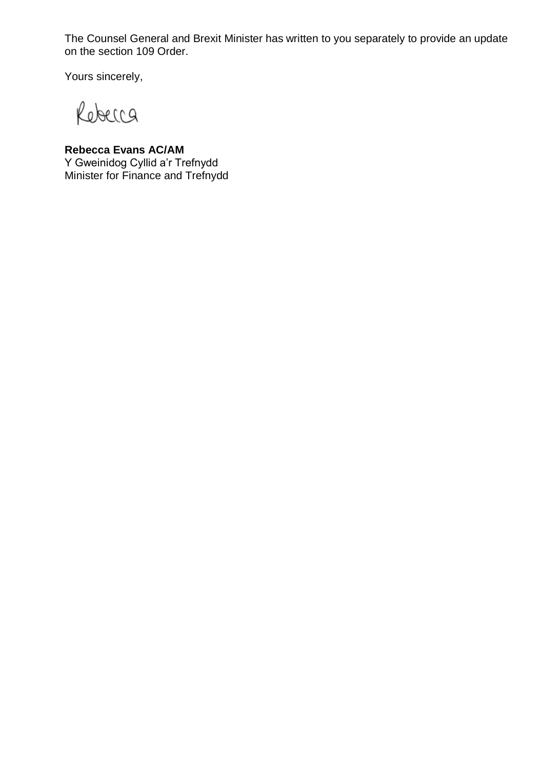The Counsel General and Brexit Minister has written to you separately to provide an update on the section 109 Order.

Yours sincerely,

Rebecca

**Rebecca Evans AC/AM**
Y Gweinidog Cyllid a'r Trefnydd
Minister for Finance and Trefnydd